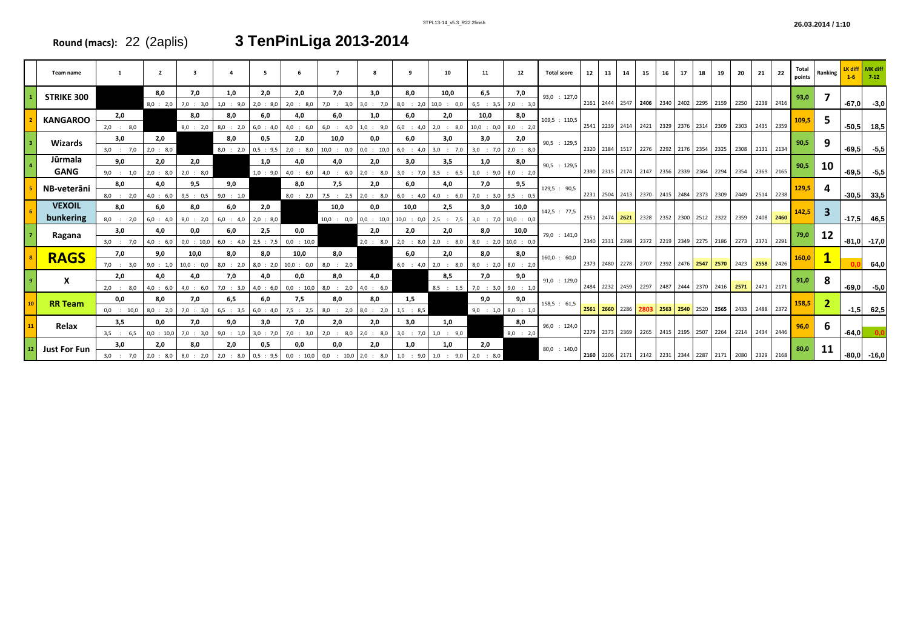Round (macs): 22 (2aplis) **3 TenPinLiga 2013-2014**

| | Team name | 1 | 2 | 3 | 4 | 5 | 6 | 7 | 8 | 9 | 10 | 11 | 12 | Total score | 12 | 13 | 14 | 15 | 16 | 17 | 18 | 19 | 20 | 21 | 22 | Total points | Ranking | LK diff 1-6 | MK diff 7-12 |
|---|---|---|---|---|---|---|---|---|---|---|---|---|---|---|---|---|---|---|---|---|---|---|---|---|---|---|---|---|---|
| 1 | STRIKE 300 | | 8,0<br>8,0 : 2,0 | 7,0<br>7,0 : 3,0 | 1,0<br>1,0 : 9,0 | 2,0<br>2,0 : 8,0 | 2,0<br>2,0 : 8,0 | 7,0<br>7,0 : 3,0 | 3,0<br>3,0 : 7,0 | 8,0<br>8,0 : 2,0 | 10,0<br>10,0 : 0,0 | 6,5<br>6,5 : 3,5 | 7,0<br>7,0 : 3,0 | 93,0 : 127,0 | 2161 | 2444 | 2547 | 2406 | 2340 | 2402 | 2295 | 2159 | 2250 | 2238 | 2416 | 93,0 | 7 | -67,0 | -3,0 |
| 2 | KANGAROO | 2,0<br>2,0 : 8,0 | | 8,0<br>8,0 : 2,0 | 8,0<br>8,0 : 2,0 | 6,0<br>6,0 : 4,0 | 4,0<br>4,0 : 6,0 | 6,0<br>6,0 : 4,0 | 1,0<br>1,0 : 9,0 | 6,0<br>6,0 : 4,0 | 2,0<br>2,0 : 8,0 | 10,0<br>10,0 : 0,0 | 8,0<br>8,0 : 2,0 | 109,5 : 110,5 | 2541 | 2239 | 2414 | 2421 | 2329 | 2376 | 2314 | 2309 | 2303 | 2435 | 2359 | 109,5 | 5 | -50,5 | 18,5 |
| 3 | Wizards | 3,0<br>3,0 : 7,0 | 2,0<br>2,0 : 8,0 | | 8,0<br>8,0 : 2,0 | 0,5<br>0,5 : 9,5 | 2,0<br>2,0 : 8,0 | 10,0<br>10,0 : 0,0 | 0,0<br>0,0 : 10,0 | 6,0<br>6,0 : 4,0 | 3,0<br>3,0 : 7,0 | 3,0<br>3,0 : 7,0 | 2,0<br>2,0 : 8,0 | 90,5 : 129,5 | 2320 | 2184 | 1517 | 2276 | 2292 | 2176 | 2354 | 2325 | 2308 | 2131 | 2134 | 90,5 | 9 | -69,5 | -5,5 |
| 4 | Jūrmala GANG | 9,0<br>9,0 : 1,0 | 2,0<br>2,0 : 8,0 | 2,0<br>2,0 : 8,0 | | 1,0<br>1,0 : 9,0 | 4,0<br>4,0 : 6,0 | 4,0<br>4,0 : 6,0 | 2,0<br>2,0 : 8,0 | 3,0<br>3,0 : 7,0 | 3,5<br>3,5 : 6,5 | 1,0<br>1,0 : 9,0 | 8,0<br>8,0 : 2,0 | 90,5 : 129,5 | 2390 | 2315 | 2174 | 2147 | 2356 | 2339 | 2364 | 2294 | 2354 | 2369 | 2165 | 90,5 | 10 | -69,5 | -5,5 |
| 5 | NB-veterāni | 8,0<br>8,0 : 2,0 | 4,0<br>4,0 : 6,0 | 9,5<br>9,5 : 0,5 | 9,0<br>9,0 : 1,0 | | 8,0<br>8,0 : 2,0 | 7,5<br>7,5 : 2,5 | 2,0<br>2,0 : 8,0 | 6,0<br>6,0 : 4,0 | 4,0<br>4,0 : 6,0 | 7,0<br>7,0 : 3,0 | 9,5<br>9,5 : 0,5 | 129,5 : 90,5 | 2231 | 2504 | 2413 | 2370 | 2415 | 2484 | 2373 | 2309 | 2449 | 2514 | 2238 | 129,5 | 4 | -30,5 | 33,5 |
| 6 | VEXOIL bunkering | 8,0<br>8,0 : 2,0 | 6,0<br>6,0 : 4,0 | 8,0<br>8,0 : 2,0 | 6,0<br>6,0 : 4,0 | 2,0<br>2,0 : 8,0 | | 10,0<br>10,0 : 0,0 | 0,0<br>0,0 : 10,0 | 10,0<br>10,0 : 0,0 | 2,5<br>2,5 : 7,5 | 3,0<br>3,0 : 7,0 | 10,0<br>10,0 : 0,0 | 142,5 : 77,5 | 2551 | 2474 | 2621 | 2328 | 2352 | 2300 | 2512 | 2322 | 2359 | 2408 | 2460 | 142,5 | 3 | -17,5 | 46,5 |
| 7 | Ragana | 3,0<br>3,0 : 7,0 | 4,0<br>4,0 : 6,0 | 0,0<br>0,0 : 10,0 | 6,0<br>6,0 : 4,0 | 2,5<br>2,5 : 7,5 | 0,0<br>0,0 : 10,0 | | 2,0<br>2,0 : 8,0 | 2,0<br>2,0 : 8,0 | 2,0<br>2,0 : 8,0 | 8,0<br>8,0 : 2,0 | 10,0<br>10,0 : 0,0 | 79,0 : 141,0 | 2340 | 2331 | 2398 | 2372 | 2219 | 2349 | 2275 | 2186 | 2273 | 2371 | 2291 | 79,0 | 12 | -81,0 | -17,0 |
| 8 | RAGS | 7,0<br>7,0 : 3,0 | 9,0<br>9,0 : 1,0 | 10,0<br>10,0 : 0,0 | 8,0<br>8,0 : 2,0 | 8,0<br>8,0 : 2,0 | 10,0<br>10,0 : 0,0 | 8,0<br>8,0 : 2,0 | | 6,0<br>6,0 : 4,0 | 2,0<br>2,0 : 8,0 | 8,0<br>8,0 : 2,0 | 8,0<br>8,0 : 2,0 | 160,0 : 60,0 | 2373 | 2480 | 2278 | 2707 | 2392 | 2476 | 2547 | 2570 | 2423 | 2558 | 2426 | 160,0 | 1 | 0,0 | 64,0 |
| 9 | X | 2,0<br>2,0 : 8,0 | 4,0<br>4,0 : 6,0 | 4,0<br>4,0 : 6,0 | 7,0<br>7,0 : 3,0 | 4,0<br>4,0 : 6,0 | 0,0<br>0,0 : 10,0 | 8,0<br>8,0 : 2,0 | 4,0<br>4,0 : 6,0 | | 8,5<br>8,5 : 1,5 | 7,0<br>7,0 : 3,0 | 9,0<br>9,0 : 1,0 | 91,0 : 129,0 | 2484 | 2232 | 2459 | 2297 | 2487 | 2444 | 2370 | 2416 | 2571 | 2471 | 2171 | 91,0 | 8 | -69,0 | -5,0 |
| 10 | RR Team | 0,0<br>0,0 : 10,0 | 8,0<br>8,0 : 2,0 | 7,0<br>7,0 : 3,0 | 6,5<br>6,5 : 3,5 | 6,0<br>6,0 : 4,0 | 7,5<br>7,5 : 2,5 | 8,0<br>8,0 : 2,0 | 8,0<br>8,0 : 2,0 | 1,5<br>1,5 : 8,5 | | 9,0<br>9,0 : 1,0 | 9,0<br>9,0 : 1,0 | 158,5 : 61,5 | 2561 | 2660 | 2286 | 2803 | 2563 | 2540 | 2520 | 2565 | 2433 | 2488 | 2372 | 158,5 | 2 | -1,5 | 62,5 |
| 11 | Relax | 3,5<br>3,5 : 6,5 | 0,0<br>0,0 : 10,0 | 7,0<br>7,0 : 3,0 | 9,0<br>9,0 : 1,0 | 3,0<br>3,0 : 7,0 | 7,0<br>7,0 : 3,0 | 2,0<br>2,0 : 8,0 | 2,0<br>2,0 : 8,0 | 3,0<br>3,0 : 7,0 | 1,0<br>1,0 : 9,0 | | 8,0<br>8,0 : 2,0 | 96,0 : 124,0 | 2279 | 2373 | 2369 | 2265 | 2415 | 2195 | 2507 | 2264 | 2214 | 2434 | 2446 | 96,0 | 6 | -64,0 | 0,0 |
| 12 | Just For Fun | 3,0<br>3,0 : 7,0 | 2,0<br>2,0 : 8,0 | 8,0<br>8,0 : 2,0 | 2,0<br>2,0 : 8,0 | 0,5<br>0,5 : 9,5 | 0,0<br>0,0 : 10,0 | 0,0<br>0,0 : 10,0 | 2,0<br>2,0 : 8,0 | 1,0<br>1,0 : 9,0 | 1,0<br>1,0 : 9,0 | 2,0<br>2,0 : 8,0 | | 80,0 : 140,0 | 2160 | 2206 | 2171 | 2142 | 2231 | 2344 | 2287 | 2171 | 2080 | 2329 | 2168 | 80,0 | 11 | -80,0 | -16,0 |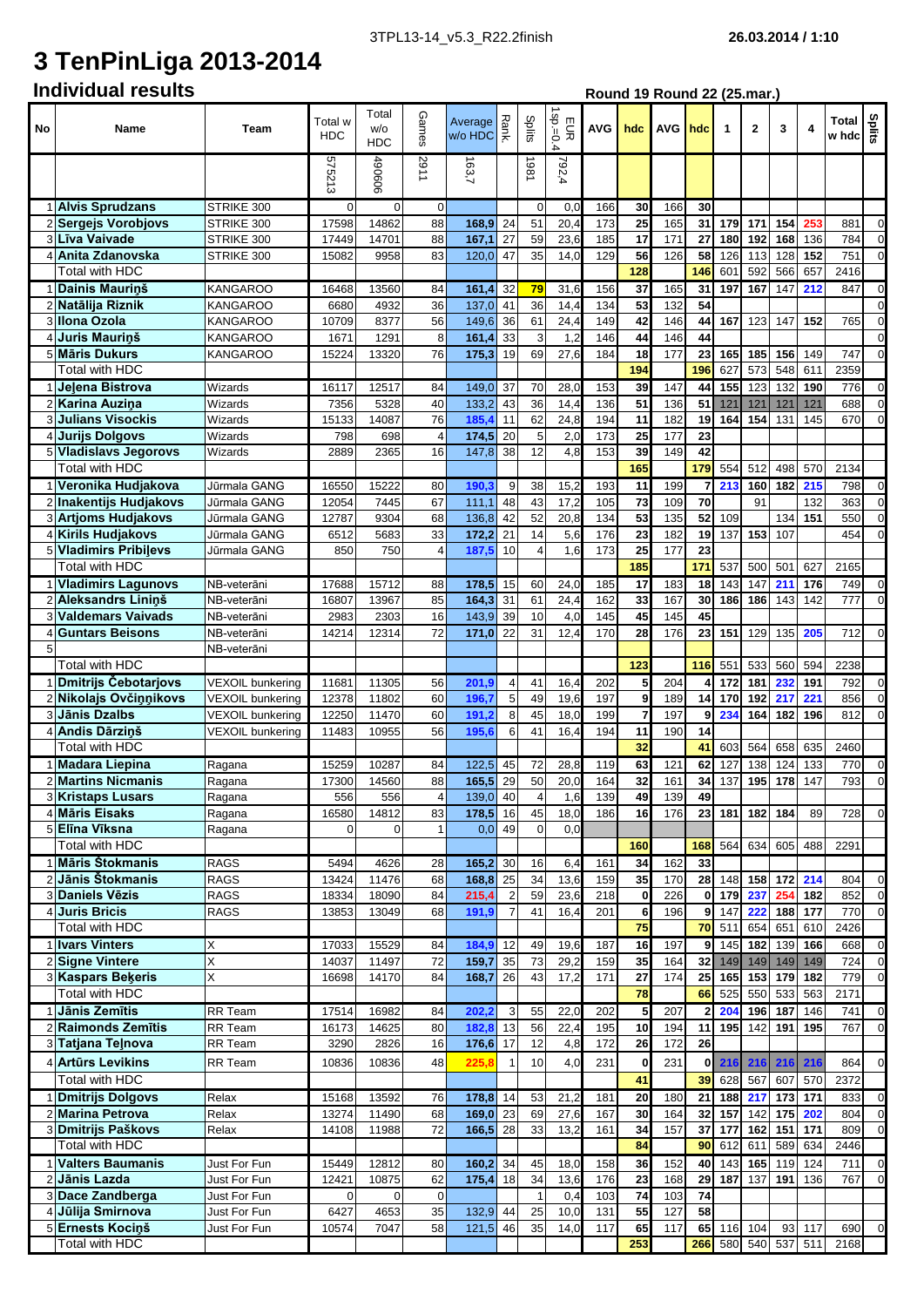# 3 TenPinLiga 2013-2014

## Individual results

**Round 19 Round 22 (25.mar.)**

| No | Name | Team | Total w HDC | Total w/o HDC | Games | Average w/o HDC | Rank | Splits | EUR 1sp.=0.4 | AVG | hdc | AVG | hdc | 1 | 2 | 3 | 4 | Total w hdc | Splits |
|---|---|---|---|---|---|---|---|---|---|---|---|---|---|---|---|---|---|---|---|
| | | | 575213 | 490606 | 2911 | 163,7 | | 1981 | 792,4 | | | | | | | | | | |
| 1 | **Alvis Sprudzans** | STRIKE 300 | 0 | 0 | 0 | | | 0 | 0,0 | 166 | 30 | 166 | 30 | | | | | | |
| 2 | **Sergejs Vorobjovs** | STRIKE 300 | 17598 | 14862 | 88 | 168,9 | 24 | 51 | 20,4 | 173 | 25 | 165 | 31 | 179 | 171 | 154 | 253 | 881 | 0 |
| 3 | **Līva Vaivade** | STRIKE 300 | 17449 | 14701 | 88 | 167,1 | 27 | 59 | 23,6 | 185 | 17 | 171 | 27 | 180 | 192 | 168 | 136 | 784 | 0 |
| 4 | **Anita Zdanovska** | STRIKE 300 | 15082 | 9958 | 83 | 120,0 | 47 | 35 | 14,0 | 129 | 56 | 126 | 58 | 126 | 113 | 128 | 152 | 751 | 0 |
| | Total with HDC | | | | | | | | | | 128 | | 146 | 601 | 592 | 566 | 657 | 2416 | |
| 1 | **Dainis Mauriņš** | KANGAROO | 16468 | 13560 | 84 | 161,4 | 32 | 79 | 31,6 | 156 | 37 | 165 | 31 | 197 | 167 | 147 | 212 | 847 | 0 |
| 2 | **Natālija Riznik** | KANGAROO | 6680 | 4932 | 36 | 137,0 | 41 | 36 | 14,4 | 134 | 53 | 132 | 54 | | | | | | 0 |
| 3 | **Ilona Ozola** | KANGAROO | 10709 | 8377 | 56 | 149,6 | 36 | 61 | 24,4 | 149 | 42 | 146 | 44 | 167 | 123 | 147 | 152 | 765 | 0 |
| 4 | **Juris Mauriņš** | KANGAROO | 1671 | 1291 | 8 | 161,4 | 33 | 3 | 1,2 | 146 | 44 | 146 | 44 | | | | | | 0 |
| 5 | **Māris Dukurs** | KANGAROO | 15224 | 13320 | 76 | 175,3 | 19 | 69 | 27,6 | 184 | 18 | 177 | 23 | 165 | 185 | 156 | 149 | 747 | 0 |
| | Total with HDC | | | | | | | | | | 194 | | 196 | 627 | 573 | 548 | 611 | 2359 | |
| 1 | **Jeļena Bistrova** | Wizards | 16117 | 12517 | 84 | 149,0 | 37 | 70 | 28,0 | 153 | 39 | 147 | 44 | 155 | 123 | 132 | 190 | 776 | 0 |
| 2 | **Karina Auziņa** | Wizards | 7356 | 5328 | 40 | 133,2 | 43 | 36 | 14,4 | 136 | 51 | 136 | 51 | 121 | 121 | 121 | 121 | 688 | 0 |
| 3 | **Julians Visockis** | Wizards | 15133 | 14087 | 76 | 185,4 | 11 | 62 | 24,8 | 194 | 11 | 182 | 19 | 164 | 154 | 131 | 145 | 670 | 0 |
| 4 | **Jurijs Dolgovs** | Wizards | 798 | 698 | 4 | 174,5 | 20 | 5 | 2,0 | 173 | 25 | 177 | 23 | | | | | | |
| 5 | **Vladislavs Jegorovs** | Wizards | 2889 | 2365 | 16 | 147,8 | 38 | 12 | 4,8 | 153 | 39 | 149 | 42 | | | | | | |
| | Total with HDC | | | | | | | | | | 165 | | 179 | 554 | 512 | 498 | 570 | 2134 | |
| 1 | **Veronika Hudjakova** | Jūrmala GANG | 16550 | 15222 | 80 | 190,3 | 9 | 38 | 15,2 | 193 | 11 | 199 | 7 | 213 | 160 | 182 | 215 | 798 | 0 |
| 2 | **Inakentijs Hudjakovs** | Jūrmala GANG | 12054 | 7445 | 67 | 111,1 | 48 | 43 | 17,2 | 105 | 73 | 109 | 70 | | 91 | | 132 | 363 | 0 |
| 3 | **Artjoms Hudjakovs** | Jūrmala GANG | 12787 | 9304 | 68 | 136,8 | 42 | 52 | 20,8 | 134 | 53 | 135 | 52 | 109 | | 134 | 151 | 550 | 0 |
| 4 | **Kirils Hudjakovs** | Jūrmala GANG | 6512 | 5683 | 33 | 172,2 | 21 | 14 | 5,6 | 176 | 23 | 182 | 19 | 137 | 153 | 107 | | 454 | 0 |
| 5 | **Vladimirs Pribiļevs** | Jūrmala GANG | 850 | 750 | 4 | 187,5 | 10 | 4 | 1,6 | 173 | 25 | 177 | 23 | | | | | | |
| | Total with HDC | | | | | | | | | | 185 | | 171 | 537 | 500 | 501 | 627 | 2165 | |
| 1 | **Vladimirs Lagunovs** | NB-veterāni | 17688 | 15712 | 88 | 178,5 | 15 | 60 | 24,0 | 185 | 17 | 183 | 18 | 143 | 147 | 211 | 176 | 749 | 0 |
| 2 | **Aleksandrs Liniņš** | NB-veterāni | 16807 | 13967 | 85 | 164,3 | 31 | 61 | 24,4 | 162 | 33 | 167 | 30 | 186 | 186 | 143 | 142 | 777 | 0 |
| 3 | **Valdemars Vaivads** | NB-veterāni | 2983 | 2303 | 16 | 143,9 | 39 | 10 | 4,0 | 145 | 45 | 145 | 45 | | | | | | |
| 4 | **Guntars Beisons** | NB-veterāni | 14214 | 12314 | 72 | 171,0 | 22 | 31 | 12,4 | 170 | 28 | 176 | 23 | 151 | 129 | 135 | 205 | 712 | 0 |
| 5 | | NB-veterāni | | | | | | | | | | | | | | | | | |
| | Total with HDC | | | | | | | | | | 123 | | 116 | 551 | 533 | 560 | 594 | 2238 | |
| 1 | **Dmitrijs Čebotarjovs** | VEXOIL bunkering | 11681 | 11305 | 56 | 201,9 | 4 | 41 | 16,4 | 202 | 5 | 204 | 4 | 172 | 181 | 232 | 191 | 792 | 0 |
| 2 | **Nikolajs Ovčiņņikovs** | VEXOIL bunkering | 12378 | 11802 | 60 | 196,7 | 5 | 49 | 19,6 | 197 | 9 | 189 | 14 | 170 | 192 | 217 | 221 | 856 | 0 |
| 3 | **Jānis Dzalbs** | VEXOIL bunkering | 12250 | 11470 | 60 | 191,2 | 8 | 45 | 18,0 | 199 | 7 | 197 | 9 | 234 | 164 | 182 | 196 | 812 | 0 |
| 4 | **Andis Dārziņš** | VEXOIL bunkering | 11483 | 10955 | 56 | 195,6 | 6 | 41 | 16,4 | 194 | 11 | 190 | 14 | | | | | | |
| | Total with HDC | | | | | | | | | | 32 | | 41 | 603 | 564 | 658 | 635 | 2460 | |
| 1 | **Madara Liepina** | Ragana | 15259 | 10287 | 84 | 122,5 | 45 | 72 | 28,8 | 119 | 63 | 121 | 62 | 127 | 138 | 124 | 133 | 770 | 0 |
| 2 | **Martins Nicmanis** | Ragana | 17300 | 14560 | 88 | 165,5 | 29 | 50 | 20,0 | 164 | 32 | 161 | 34 | 137 | 195 | 178 | 147 | 793 | 0 |
| 3 | **Kristaps Lusars** | Ragana | 556 | 556 | 4 | 139,0 | 40 | 4 | 1,6 | 139 | 49 | 139 | 49 | | | | | | |
| 4 | **Māris Eisaks** | Ragana | 16580 | 14812 | 83 | 178,5 | 16 | 45 | 18,0 | 186 | 16 | 176 | 23 | 181 | 182 | 184 | 89 | 728 | 0 |
| 5 | **Elīna Vīksna** | Ragana | 0 | 0 | 1 | 0,0 | 49 | 0 | 0,0 | | | | | | | | | | |
| | Total with HDC | | | | | | | | | | 160 | | 168 | 564 | 634 | 605 | 488 | 2291 | |
| 1 | **Māris Štokmanis** | RAGS | 5494 | 4626 | 28 | 165,2 | 30 | 16 | 6,4 | 161 | 34 | 162 | 33 | | | | | | |
| 2 | **Jānis Štokmanis** | RAGS | 13424 | 11476 | 68 | 168,8 | 25 | 34 | 13,6 | 159 | 35 | 170 | 28 | 148 | 158 | 172 | 214 | 804 | 0 |
| 3 | **Daniels Vēzis** | RAGS | 18334 | 18090 | 84 | 215,4 | 2 | 59 | 23,6 | 218 | 0 | 226 | 0 | 179 | 237 | 254 | 182 | 852 | 0 |
| 4 | **Juris Bricis** | RAGS | 13853 | 13049 | 68 | 191,9 | 7 | 41 | 16,4 | 201 | 6 | 196 | 9 | 147 | 222 | 188 | 177 | 770 | 0 |
| | Total with HDC | | | | | | | | | | 75 | | 70 | 511 | 654 | 651 | 610 | 2426 | |
| 1 | **Ivars Vinters** | X | 17033 | 15529 | 84 | 184,9 | 12 | 49 | 19,6 | 187 | 16 | 197 | 9 | 145 | 182 | 139 | 166 | 668 | 0 |
| 2 | **Signe Vintere** | X | 14037 | 11497 | 72 | 159,7 | 35 | 73 | 29,2 | 159 | 35 | 164 | 32 | 149 | 149 | 149 | 149 | 724 | 0 |
| 3 | **Kaspars Beķeris** | X | 16698 | 14170 | 84 | 168,7 | 26 | 43 | 17,2 | 171 | 27 | 174 | 25 | 165 | 153 | 179 | 182 | 779 | 0 |
| | Total with HDC | | | | | | | | | | 78 | | 66 | 525 | 550 | 533 | 563 | 2171 | |
| 1 | **Jānis Zemītis** | RR Team | 17514 | 16982 | 84 | 202,2 | 3 | 55 | 22,0 | 202 | 5 | 207 | 2 | 204 | 196 | 187 | 146 | 741 | 0 |
| 2 | **Raimonds Zemītis** | RR Team | 16173 | 14625 | 80 | 182,8 | 13 | 56 | 22,4 | 195 | 10 | 194 | 11 | 195 | 142 | 191 | 195 | 767 | 0 |
| 3 | **Tatjana Teļnova** | RR Team | 3290 | 2826 | 16 | 176,6 | 17 | 12 | 4,8 | 172 | 26 | 172 | 26 | | | | | | |
| 4 | **Artūrs Levikins** | RR Team | 10836 | 10836 | 48 | 225,8 | 1 | 10 | 4,0 | 231 | 0 | 231 | 0 | 216 | 216 | 216 | 216 | 864 | 0 |
| | Total with HDC | | | | | | | | | | 41 | | 39 | 628 | 567 | 607 | 570 | 2372 | |
| 1 | **Dmitrijs Dolgovs** | Relax | 15168 | 13592 | 76 | 178,8 | 14 | 53 | 21,2 | 181 | 20 | 180 | 21 | 188 | 217 | 173 | 171 | 833 | 0 |
| 2 | **Marina Petrova** | Relax | 13274 | 11490 | 68 | 169,0 | 23 | 69 | 27,6 | 167 | 30 | 164 | 32 | 157 | 142 | 175 | 202 | 804 | 0 |
| 3 | **Dmitrijs Paškovs** | Relax | 14108 | 11988 | 72 | 166,5 | 28 | 33 | 13,2 | 161 | 34 | 157 | 37 | 177 | 162 | 151 | 171 | 809 | 0 |
| | Total with HDC | | | | | | | | | | 84 | | 90 | 612 | 611 | 589 | 634 | 2446 | |
| 1 | **Valters Baumanis** | Just For Fun | 15449 | 12812 | 80 | 160,2 | 34 | 45 | 18,0 | 158 | 36 | 152 | 40 | 143 | 165 | 119 | 124 | 711 | 0 |
| 2 | **Jānis Lazda** | Just For Fun | 12421 | 10875 | 62 | 175,4 | 18 | 34 | 13,6 | 176 | 23 | 168 | 29 | 187 | 137 | 191 | 136 | 767 | 0 |
| 3 | **Dace Zandberga** | Just For Fun | 0 | 0 | 0 | | | 1 | 0,4 | 103 | 74 | 103 | 74 | | | | | | |
| 4 | **Jūlija Smirnova** | Just For Fun | 6427 | 4653 | 35 | 132,9 | 44 | 25 | 10,0 | 131 | 55 | 127 | 58 | | | | | | |
| 5 | **Ernests Kociņš** | Just For Fun | 10574 | 7047 | 58 | 121,5 | 46 | 35 | 14,0 | 117 | 65 | 117 | 65 | 116 | 104 | 93 | 117 | 690 | 0 |
| | Total with HDC | | | | | | | | | | 253 | | 266 | 580 | 540 | 537 | 511 | 2168 | |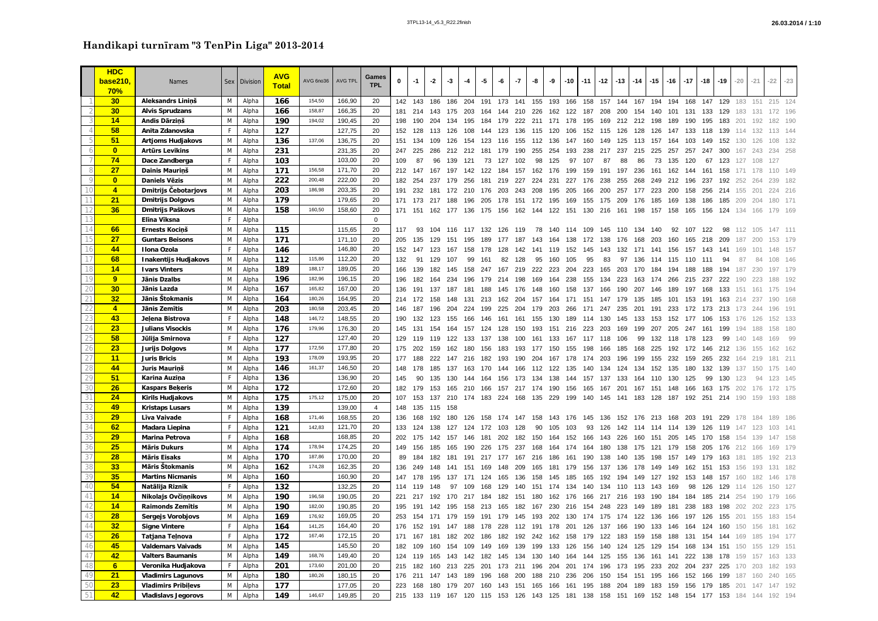# Handikapi turnīram "3 TenPin Liga" 2013-2014

| | HDC base210, 70% | Names | Sex | Division | AVG Total | AVG 6no36 | AVG TPL | Games TPL | 0 | -1 | -2 | -3 | -4 | -5 | -6 | -7 | -8 | -9 | -10 | -11 | -12 | -13 | -14 | -15 | -16 | -17 | -18 | -19 | -20 | -21 | -22 | -23 |
|---|---|---|---|---|---|---|---|---|---|---|---|---|---|---|---|---|---|---|---|---|---|---|---|---|---|---|---|---|---|---|---|---|
| 1 | 30 | Aleksandrs Liniņš | M | Alpha | 166 | 154,50 | 166,90 | 20 | 142 | 143 | 186 | 186 | 204 | 191 | 173 | 141 | 155 | 193 | 166 | 158 | 157 | 144 | 167 | 194 | 194 | 168 | 147 | 129 | 183 | 151 | 215 | 124 |
| 2 | 30 | Alvis Sprudzans | M | Alpha | 166 | 158,87 | 166,35 | 20 | 181 | 214 | 143 | 175 | 203 | 164 | 144 | 210 | 226 | 162 | 122 | 187 | 208 | 200 | 154 | 140 | 101 | 131 | 133 | 129 | 183 | 131 | 172 | 196 |
| 3 | 14 | Andis Dārziņš | M | Alpha | 190 | 194,02 | 190,45 | 20 | 198 | 190 | 204 | 134 | 195 | 184 | 179 | 222 | 211 | 171 | 178 | 195 | 169 | 212 | 212 | 198 | 189 | 190 | 195 | 183 | 201 | 192 | 182 | 190 |
| 4 | 58 | Anita Zdanovska | F | Alpha | 127 | | 127,75 | 20 | 152 | 128 | 113 | 126 | 108 | 144 | 123 | 126 | 115 | 120 | 106 | 152 | 115 | 126 | 128 | 126 | 147 | 133 | 118 | 139 | 114 | 132 | 113 | 144 |
| 5 | 51 | Artjoms Hudjakovs | M | Alpha | 136 | 137,06 | 136,75 | 20 | 151 | 134 | 109 | 126 | 154 | 123 | 116 | 155 | 112 | 136 | 147 | 160 | 149 | 125 | 113 | 157 | 164 | 103 | 149 | 152 | 130 | 126 | 108 | 132 |
| 6 | 0 | Artūrs Levikins | M | Alpha | 231 | | 231,35 | 20 | 247 | 225 | 286 | 212 | 212 | 181 | 179 | 190 | 255 | 254 | 193 | 238 | 217 | 237 | 215 | 225 | 257 | 257 | 247 | 300 | 167 | 243 | 234 | 258 |
| 7 | 74 | Dace Zandberga | F | Alpha | 103 | | 103,00 | 20 | 109 | 87 | 96 | 139 | 121 | 73 | 127 | 102 | 98 | 125 | 97 | 107 | 87 | 88 | 86 | 73 | 135 | 120 | 67 | 123 | 127 | 108 | 127 | |
| 8 | 27 | Dainis Mauriņš | M | Alpha | 171 | 156,58 | 171,70 | 20 | 212 | 147 | 167 | 197 | 142 | 122 | 184 | 157 | 162 | 176 | 199 | 159 | 191 | 197 | 236 | 161 | 162 | 144 | 161 | 158 | 171 | 178 | 110 | 149 |
| 9 | 0 | Daniels Vēzis | M | Alpha | 222 | 200,48 | 222,00 | 20 | 182 | 254 | 237 | 179 | 256 | 181 | 219 | 227 | 224 | 231 | 227 | 176 | 238 | 255 | 268 | 249 | 212 | 196 | 237 | 192 | 252 | 264 | 239 | 182 |
| 10 | 4 | Dmitrijs Čebotarjovs | M | Alpha | 203 | 186,98 | 203,35 | 20 | 191 | 232 | 181 | 172 | 210 | 176 | 203 | 243 | 208 | 195 | 205 | 166 | 200 | 257 | 177 | 223 | 200 | 158 | 256 | 214 | 155 | 201 | 224 | 216 |
| 11 | 21 | Dmitrijs Dolgovs | M | Alpha | 179 | | 179,65 | 20 | 171 | 173 | 217 | 188 | 196 | 205 | 178 | 151 | 172 | 195 | 169 | 155 | 175 | 209 | 176 | 185 | 169 | 138 | 186 | 185 | 209 | 204 | 180 | 171 |
| 12 | 36 | Dmitrijs Paškovs | M | Alpha | 158 | 160,50 | 158,60 | 20 | 171 | 151 | 162 | 177 | 136 | 175 | 156 | 162 | 144 | 122 | 151 | 130 | 216 | 161 | 198 | 157 | 158 | 165 | 156 | 124 | 134 | 166 | 179 | 169 |
| 13 | | Elīna Vīksna | F | Alpha | | | | 0 | | | | | | | | | | | | | | | | | | | | | | | | |
| 14 | 66 | Ernests Kociņš | M | Alpha | 115 | | 115,65 | 20 | 117 | 93 | 104 | 116 | 117 | 132 | 126 | 119 | 78 | 140 | 114 | 109 | 145 | 110 | 134 | 140 | 92 | 107 | 122 | 98 | 112 | 105 | 147 | 111 |
| 15 | 27 | Guntars Beisons | M | Alpha | 171 | | 171,10 | 20 | 205 | 135 | 129 | 151 | 195 | 189 | 177 | 187 | 143 | 164 | 138 | 172 | 138 | 176 | 168 | 203 | 160 | 165 | 218 | 209 | 187 | 200 | 153 | 179 |
| 16 | 44 | Ilona Ozola | F | Alpha | 146 | | 146,80 | 20 | 152 | 147 | 123 | 167 | 158 | 178 | 128 | 142 | 141 | 119 | 152 | 145 | 143 | 132 | 171 | 141 | 156 | 157 | 143 | 141 | 169 | 101 | 148 | 157 |
| 17 | 68 | Inakentijs Hudjakovs | M | Alpha | 112 | 115,86 | 112,20 | 20 | 132 | 91 | 129 | 107 | 99 | 161 | 82 | 128 | 95 | 160 | 105 | 95 | 83 | 97 | 136 | 114 | 115 | 110 | 111 | 94 | 87 | 84 | 108 | 146 |
| 18 | 14 | Ivars Vinters | M | Alpha | 189 | 188,17 | 189,05 | 20 | 166 | 139 | 182 | 145 | 158 | 247 | 167 | 219 | 222 | 223 | 204 | 223 | 165 | 203 | 170 | 184 | 194 | 188 | 188 | 194 | 187 | 230 | 197 | 179 |
| 19 | 9 | Jānis Dzalbs | M | Alpha | 196 | 182,96 | 196,15 | 20 | 196 | 182 | 164 | 234 | 196 | 179 | 214 | 198 | 169 | 164 | 238 | 155 | 134 | 223 | 163 | 174 | 266 | 215 | 237 | 222 | 190 | 223 | 188 | 192 |
| 20 | 30 | Jānis Lazda | M | Alpha | 167 | 165,82 | 167,00 | 20 | 136 | 191 | 137 | 187 | 181 | 188 | 145 | 176 | 148 | 160 | 158 | 137 | 166 | 190 | 207 | 146 | 189 | 197 | 168 | 133 | 151 | 161 | 175 | 194 |
| 21 | 32 | Jānis Štokmanis | M | Alpha | 164 | 180,26 | 164,95 | 20 | 214 | 172 | 158 | 148 | 131 | 213 | 162 | 204 | 157 | 164 | 171 | 151 | 147 | 179 | 135 | 185 | 101 | 153 | 191 | 163 | 214 | 237 | 190 | 168 |
| 22 | 4 | Jānis Zemītis | M | Alpha | 203 | 180,58 | 203,45 | 20 | 146 | 187 | 196 | 204 | 224 | 199 | 225 | 204 | 179 | 203 | 266 | 171 | 247 | 235 | 201 | 191 | 233 | 172 | 173 | 213 | 173 | 244 | 196 | 191 |
| 23 | 43 | Jeļena Bistrova | F | Alpha | 148 | 146,72 | 148,55 | 20 | 190 | 132 | 123 | 155 | 166 | 146 | 161 | 161 | 155 | 130 | 189 | 114 | 130 | 145 | 133 | 153 | 152 | 177 | 106 | 153 | 176 | 126 | 152 | 133 |
| 24 | 23 | Julians Visockis | M | Alpha | 176 | 179,96 | 176,30 | 20 | 145 | 131 | 154 | 164 | 157 | 124 | 128 | 150 | 193 | 151 | 216 | 223 | 203 | 169 | 199 | 207 | 205 | 247 | 161 | 199 | 194 | 188 | 158 | 180 |
| 25 | 58 | Jūlija Smirnova | F | Alpha | 127 | | 127,40 | 20 | 129 | 119 | 119 | 122 | 133 | 137 | 138 | 100 | 161 | 133 | 167 | 117 | 118 | 106 | 99 | 132 | 118 | 178 | 123 | 99 | 140 | 148 | 169 | 99 |
| 26 | 23 | Jurijs Dolgovs | M | Alpha | 177 | 172,56 | 177,80 | 20 | 175 | 202 | 159 | 162 | 180 | 156 | 183 | 193 | 177 | 150 | 155 | 198 | 166 | 185 | 168 | 225 | 192 | 172 | 146 | 212 | 136 | 155 | 162 | 162 |
| 27 | 11 | Juris Bricis | M | Alpha | 193 | 178,09 | 193,95 | 20 | 177 | 188 | 222 | 147 | 216 | 182 | 193 | 190 | 204 | 167 | 178 | 174 | 203 | 196 | 199 | 155 | 232 | 159 | 265 | 232 | 164 | 219 | 181 | 211 |
| 28 | 44 | Juris Mauriņš | M | Alpha | 146 | 161,37 | 146,50 | 20 | 148 | 178 | 185 | 137 | 163 | 170 | 144 | 166 | 112 | 122 | 135 | 140 | 134 | 124 | 134 | 152 | 135 | 180 | 132 | 139 | 137 | 150 | 175 | 140 |
| 29 | 51 | Karina Auziņa | F | Alpha | 136 | | 136,90 | 20 | 145 | 90 | 135 | 130 | 144 | 164 | 156 | 173 | 134 | 138 | 144 | 157 | 137 | 133 | 164 | 110 | 130 | 125 | 99 | 130 | 123 | 94 | 123 | 145 |
| 30 | 26 | Kaspars Beķeris | M | Alpha | 172 | | 172,60 | 20 | 182 | 179 | 153 | 165 | 210 | 166 | 157 | 217 | 174 | 190 | 156 | 165 | 167 | 201 | 167 | 151 | 148 | 166 | 163 | 175 | 202 | 176 | 172 | 175 |
| 31 | 24 | Kirils Hudjakovs | M | Alpha | 175 | 175,12 | 175,00 | 20 | 107 | 153 | 137 | 210 | 174 | 183 | 224 | 168 | 135 | 229 | 199 | 140 | 145 | 141 | 183 | 128 | 187 | 192 | 251 | 214 | 190 | 159 | 193 | 188 |
| 32 | 49 | Kristaps Lusars | M | Alpha | 139 | | 139,00 | 4 | 148 | 135 | 115 | 158 | | | | | | | | | | | | | | | | | | | | |
| 33 | 29 | Līva Vaivade | F | Alpha | 168 | 171,46 | 168,55 | 20 | 136 | 168 | 192 | 180 | 126 | 158 | 174 | 147 | 158 | 143 | 176 | 145 | 136 | 152 | 176 | 213 | 168 | 203 | 191 | 229 | 178 | 184 | 189 | 186 |
| 34 | 62 | Madara Liepina | F | Alpha | 121 | 142,83 | 121,70 | 20 | 133 | 124 | 138 | 127 | 124 | 172 | 103 | 128 | 90 | 105 | 103 | 93 | 126 | 142 | 114 | 114 | 114 | 139 | 126 | 119 | 147 | 123 | 103 | 141 |
| 35 | 29 | Marina Petrova | F | Alpha | 168 | | 168,85 | 20 | 202 | 175 | 142 | 157 | 146 | 181 | 202 | 182 | 150 | 164 | 152 | 166 | 143 | 226 | 160 | 151 | 205 | 145 | 170 | 158 | 154 | 139 | 147 | 158 |
| 36 | 25 | Māris Dukurs | M | Alpha | 174 | 178,94 | 174,25 | 20 | 149 | 156 | 185 | 165 | 190 | 226 | 175 | 237 | 168 | 164 | 174 | 164 | 180 | 138 | 175 | 121 | 179 | 158 | 205 | 176 | 212 | 166 | 169 | 179 |
| 37 | 28 | Māris Eisaks | M | Alpha | 170 | 187,86 | 170,00 | 20 | 89 | 184 | 182 | 181 | 191 | 217 | 177 | 167 | 216 | 186 | 161 | 190 | 138 | 140 | 135 | 198 | 157 | 149 | 179 | 163 | 181 | 185 | 192 | 213 |
| 38 | 33 | Māris Štokmanis | M | Alpha | 162 | 174,28 | 162,35 | 20 | 136 | 249 | 148 | 141 | 151 | 169 | 148 | 209 | 165 | 181 | 179 | 156 | 137 | 136 | 178 | 149 | 149 | 162 | 151 | 153 | 156 | 193 | 131 | 182 |
| 39 | 35 | Martins Nicmanis | M | Alpha | 160 | | 160,90 | 20 | 147 | 178 | 195 | 137 | 171 | 124 | 165 | 136 | 158 | 145 | 185 | 165 | 192 | 194 | 149 | 127 | 192 | 153 | 148 | 157 | 160 | 182 | 146 | 178 |
| 40 | 54 | Natālija Riznik | F | Alpha | 132 | | 132,25 | 20 | 114 | 119 | 148 | 97 | 109 | 168 | 129 | 140 | 151 | 174 | 134 | 140 | 134 | 110 | 113 | 143 | 169 | 98 | 126 | 129 | 114 | 126 | 150 | 127 |
| 41 | 14 | Nikolajs Ovčiņņikovs | M | Alpha | 190 | 196,58 | 190,05 | 20 | 221 | 217 | 192 | 170 | 217 | 184 | 182 | 151 | 180 | 162 | 176 | 166 | 217 | 216 | 193 | 190 | 184 | 185 | 214 | 254 | 190 | 179 | 166 |
| 42 | 14 | Raimonds Zemītis | M | Alpha | 190 | 182,00 | 190,85 | 20 | 195 | 191 | 142 | 195 | 158 | 213 | 165 | 182 | 167 | 230 | 216 | 154 | 248 | 223 | 149 | 189 | 181 | 238 | 183 | 198 | 202 | 202 | 223 | 175 |
| 43 | 28 | Sergejs Vorobjovs | M | Alpha | 169 | 176,92 | 169,05 | 20 | 253 | 154 | 171 | 179 | 159 | 191 | 179 | 145 | 193 | 202 | 130 | 174 | 175 | 174 | 122 | 136 | 166 | 197 | 126 | 155 | 201 | 155 | 183 | 154 |
| 44 | 32 | Signe Vintere | F | Alpha | 164 | 141,25 | 164,40 | 20 | 176 | 152 | 191 | 147 | 188 | 178 | 228 | 112 | 191 | 178 | 201 | 126 | 137 | 166 | 190 | 133 | 146 | 164 | 124 | 160 | 150 | 156 | 181 | 162 |
| 45 | 26 | Tatjana Teļnova | F | Alpha | 172 | 167,46 | 172,15 | 20 | 171 | 167 | 181 | 182 | 202 | 186 | 182 | 192 | 242 | 162 | 158 | 179 | 122 | 183 | 159 | 158 | 188 | 131 | 154 | 144 | 169 | 185 | 194 | 177 |
| 46 | 45 | Valdemars Vaivads | M | Alpha | 145 | | 145,50 | 20 | 182 | 109 | 160 | 154 | 109 | 149 | 169 | 139 | 199 | 133 | 126 | 156 | 140 | 124 | 125 | 129 | 154 | 168 | 134 | 151 | 150 | 155 | 129 | 151 |
| 47 | 42 | Valters Baumanis | M | Alpha | 149 | 168,76 | 149,40 | 20 | 124 | 119 | 165 | 143 | 142 | 182 | 145 | 134 | 130 | 140 | 164 | 144 | 125 | 155 | 136 | 161 | 141 | 222 | 138 | 178 | 159 | 157 | 163 | 133 |
| 48 | 6 | Veronika Hudjakova | F | Alpha | 201 | 173,60 | 201,00 | 20 | 215 | 182 | 160 | 213 | 225 | 201 | 173 | 211 | 196 | 204 | 201 | 174 | 196 | 173 | 195 | 233 | 202 | 204 | 237 | 225 | 170 | 203 | 182 | 193 |
| 49 | 21 | Vladimirs Lagunovs | M | Alpha | 180 | 180,26 | 180,15 | 20 | 176 | 211 | 147 | 143 | 189 | 196 | 168 | 200 | 188 | 210 | 236 | 206 | 150 | 154 | 151 | 195 | 166 | 152 | 166 | 199 | 187 | 160 | 240 | 165 |
| 50 | 23 | Vladimirs Pribiļevs | M | Alpha | 177 | | 177,05 | 20 | 223 | 168 | 180 | 179 | 207 | 160 | 143 | 151 | 165 | 166 | 161 | 195 | 188 | 204 | 189 | 183 | 159 | 156 | 179 | 185 | 201 | 147 | 147 | 192 |
| 51 | 42 | Vladislavs Jegorovs | M | Alpha | 149 | 146,67 | 149,85 | 20 | 215 | 133 | 119 | 167 | 120 | 115 | 153 | 126 | 143 | 125 | 181 | 138 | 158 | 151 | 169 | 152 | 148 | 154 | 177 | 153 | 184 | 144 | 192 | 194 |